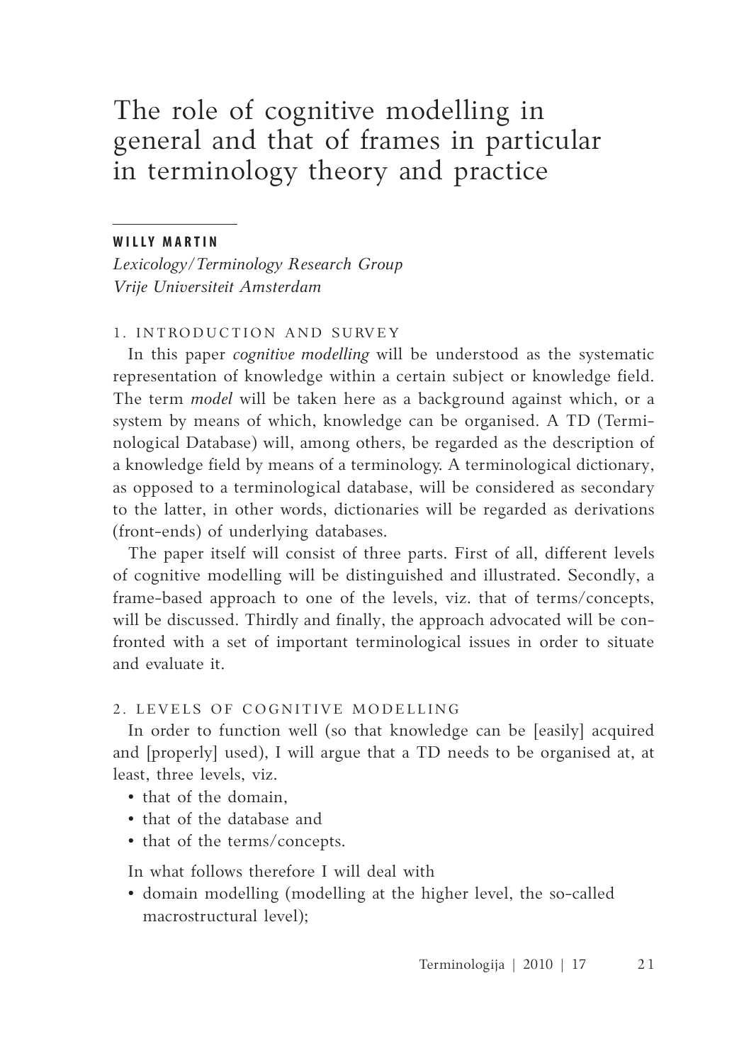# The role of cognitive modelling in general and that of frames in particular in terminology theory and practice

**WILLY MARTIN**

*Lexicology/Terminology Research Group*
*Vrije Universiteit Amsterdam*

## 1. INTRODUCTION AND SURVEY

In this paper *cognitive modelling* will be understood as the systematic representation of knowledge within a certain subject or knowledge field. The term *model* will be taken here as a background against which, or a system by means of which, knowledge can be organised. A TD (Terminological Database) will, among others, be regarded as the description of a knowledge field by means of a terminology. A terminological dictionary, as opposed to a terminological database, will be considered as secondary to the latter, in other words, dictionaries will be regarded as derivations (front-ends) of underlying databases.

The paper itself will consist of three parts. First of all, different levels of cognitive modelling will be distinguished and illustrated. Secondly, a frame-based approach to one of the levels, viz. that of terms/concepts, will be discussed. Thirdly and finally, the approach advocated will be confronted with a set of important terminological issues in order to situate and evaluate it.

## 2. LEVELS OF COGNITIVE MODELLING

In order to function well (so that knowledge can be [easily] acquired and [properly] used), I will argue that a TD needs to be organised at, at least, three levels, viz.

- that of the domain,
- that of the database and
- that of the terms/concepts.

In what follows therefore I will deal with

- domain modelling (modelling at the higher level, the so-called macrostructural level);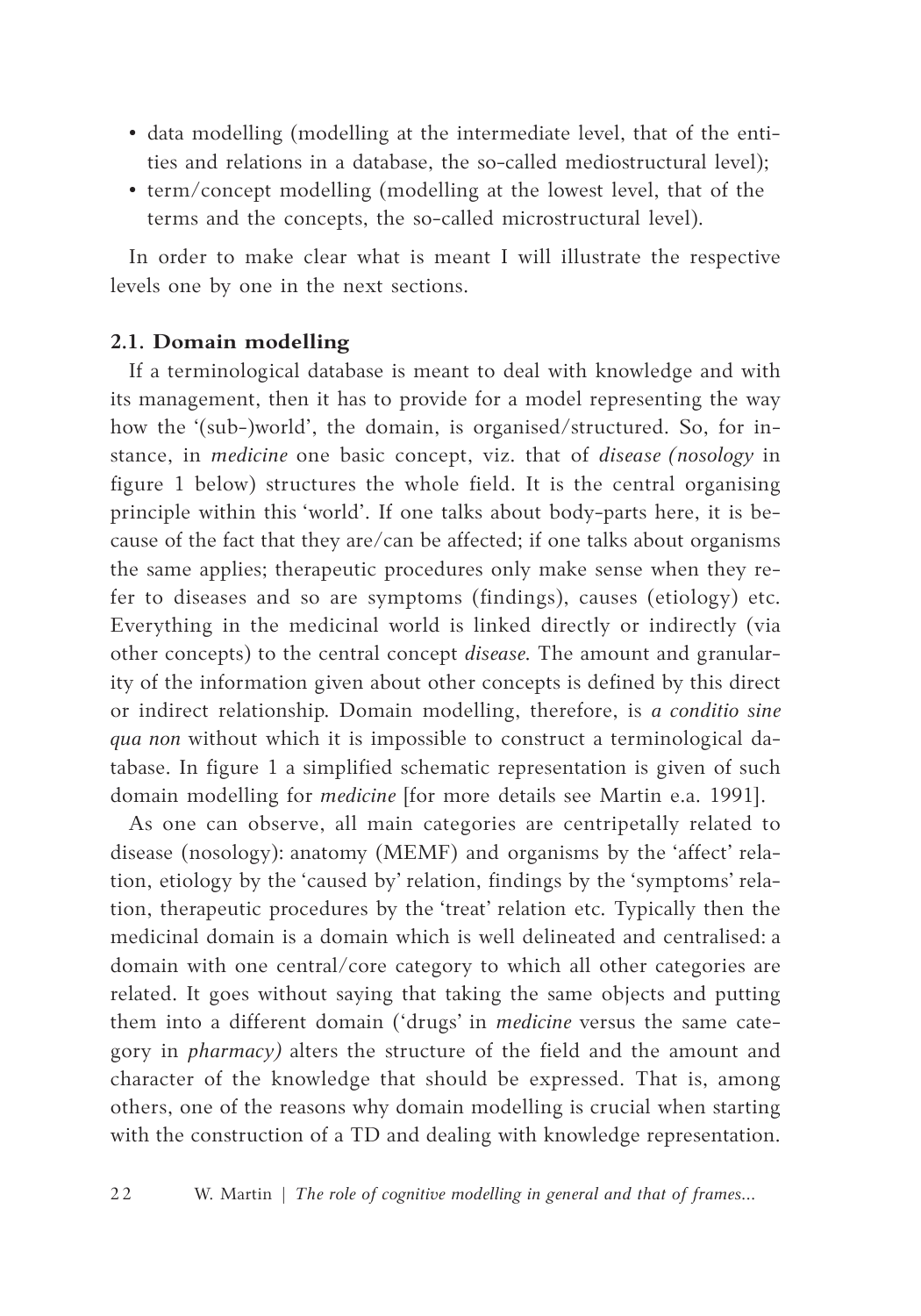- data modelling (modelling at the intermediate level, that of the entities and relations in a database, the so-called mediostructural level);
- term/concept modelling (modelling at the lowest level, that of the terms and the concepts, the so-called microstructural level).

In order to make clear what is meant I will illustrate the respective levels one by one in the next sections.

### 2.1. Domain modelling

If a terminological database is meant to deal with knowledge and with its management, then it has to provide for a model representing the way how the '(sub-)world', the domain, is organised/structured. So, for instance, in *medicine* one basic concept, viz. that of *disease (nosology* in figure 1 below) structures the whole field. It is the central organising principle within this 'world'. If one talks about body-parts here, it is because of the fact that they are/can be affected; if one talks about organisms the same applies; therapeutic procedures only make sense when they refer to diseases and so are symptoms (findings), causes (etiology) etc. Everything in the medicinal world is linked directly or indirectly (via other concepts) to the central concept *disease*. The amount and granularity of the information given about other concepts is defined by this direct or indirect relationship. Domain modelling, therefore, is *a conditio sine qua non* without which it is impossible to construct a terminological database. In figure 1 a simplified schematic representation is given of such domain modelling for *medicine* [for more details see Martin e.a. 1991].

As one can observe, all main categories are centripetally related to disease (nosology): anatomy (MEMF) and organisms by the 'affect' relation, etiology by the 'caused by' relation, findings by the 'symptoms' relation, therapeutic procedures by the 'treat' relation etc. Typically then the medicinal domain is a domain which is well delineated and centralised: a domain with one central/core category to which all other categories are related. It goes without saying that taking the same objects and putting them into a different domain ('drugs' in *medicine* versus the same category in *pharmacy)* alters the structure of the field and the amount and character of the knowledge that should be expressed. That is, among others, one of the reasons why domain modelling is crucial when starting with the construction of a TD and dealing with knowledge representation.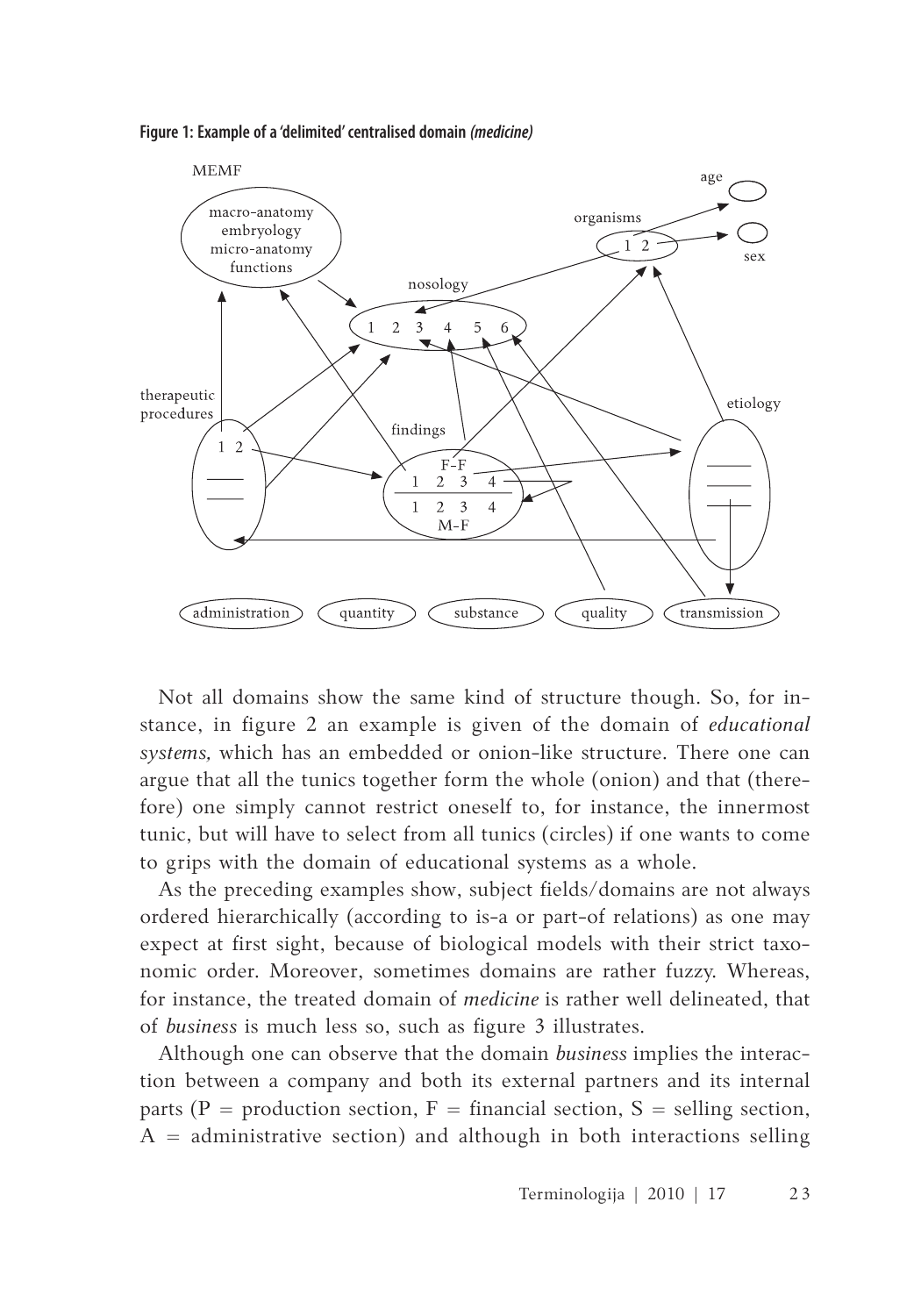**Figure 1: Example of a 'delimited' centralised domain *(medicine)***

Not all domains show the same kind of structure though. So, for instance, in figure 2 an example is given of the domain of *educational systems,* which has an embedded or onion-like structure. There one can argue that all the tunics together form the whole (onion) and that (therefore) one simply cannot restrict oneself to, for instance, the innermost tunic, but will have to select from all tunics (circles) if one wants to come to grips with the domain of educational systems as a whole.

As the preceding examples show, subject fields/domains are not always ordered hierarchically (according to is-a or part-of relations) as one may expect at first sight, because of biological models with their strict taxonomic order. Moreover, sometimes domains are rather fuzzy. Whereas, for instance, the treated domain of *medicine* is rather well delineated, that of *business* is much less so, such as figure 3 illustrates.

Although one can observe that the domain *business* implies the interaction between a company and both its external partners and its internal parts (P = production section, F = financial section, S = selling section, A = administrative section) and although in both interactions selling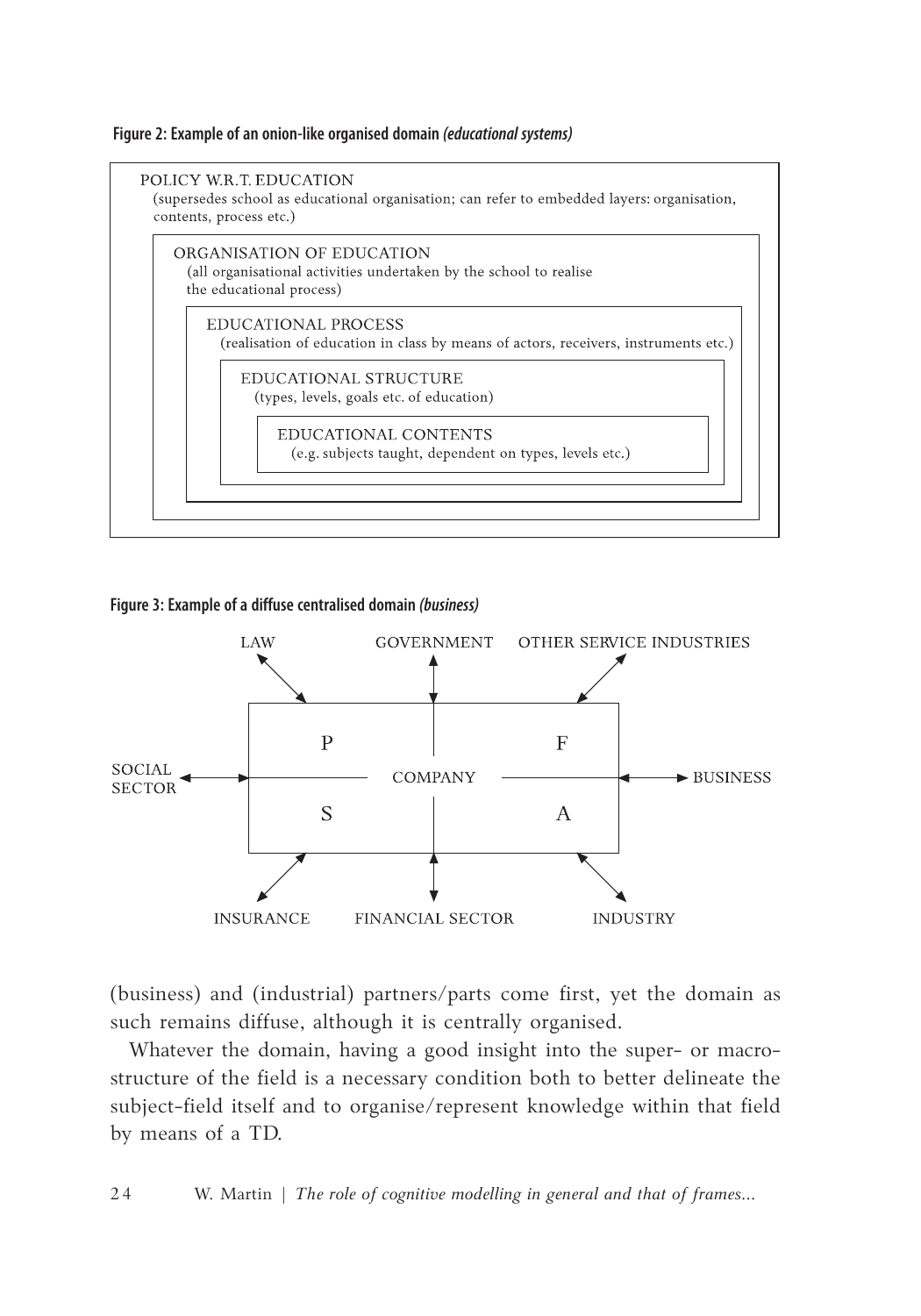**Figure 2: Example of an onion-like organised domain *(educational systems)***

POLICY W.R.T. EDUCATION
(supersedes school as educational organisation; can refer to embedded layers: organisation, contents, process etc.)

ORGANISATION OF EDUCATION
(all organisational activities undertaken by the school to realise the educational process)

EDUCATIONAL PROCESS
(realisation of education in class by means of actors, receivers, instruments etc.)

EDUCATIONAL STRUCTURE
(types, levels, goals etc. of education)

EDUCATIONAL CONTENTS
(e.g. subjects taught, dependent on types, levels etc.)

**Figure 3: Example of a diffuse centralised domain *(business)***

LAW — GOVERNMENT — OTHER SERVICE INDUSTRIES

SOCIAL SECTOR — COMPANY (P, F, S, A) — BUSINESS

INSURANCE — FINANCIAL SECTOR — INDUSTRY

(business) and (industrial) partners/parts come first, yet the domain as such remains diffuse, although it is centrally organised.

Whatever the domain, having a good insight into the super- or macro-structure of the field is a necessary condition both to better delineate the subject-field itself and to organise/represent knowledge within that field by means of a TD.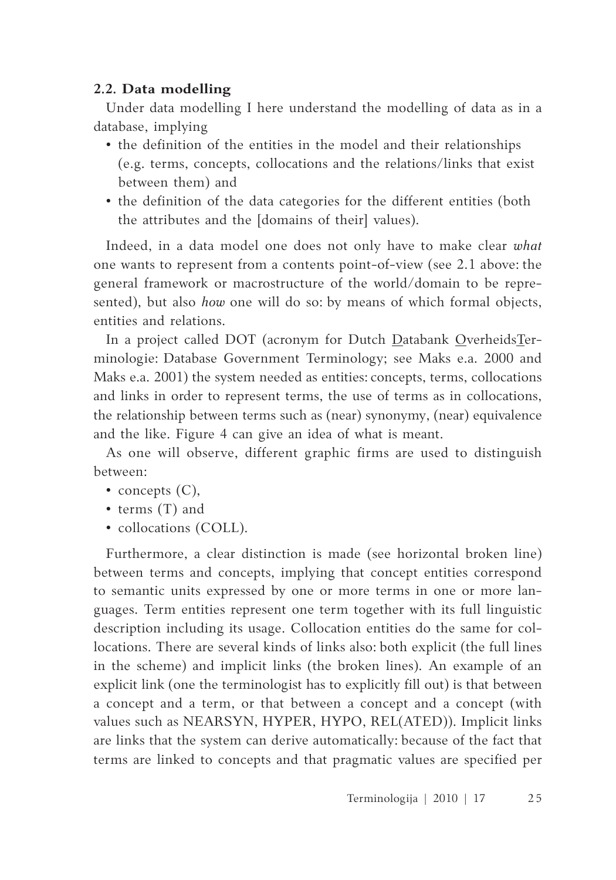### 2.2. Data modelling

Under data modelling I here understand the modelling of data as in a database, implying

- the definition of the entities in the model and their relationships (e.g. terms, concepts, collocations and the relations/links that exist between them) and
- the definition of the data categories for the different entities (both the attributes and the [domains of their] values).

Indeed, in a data model one does not only have to make clear *what* one wants to represent from a contents point-of-view (see 2.1 above: the general framework or macrostructure of the world/domain to be represented), but also *how* one will do so: by means of which formal objects, entities and relations.

In a project called DOT (acronym for Dutch Databank OverheidsTerminologie: Database Government Terminology; see Maks e.a. 2000 and Maks e.a. 2001) the system needed as entities: concepts, terms, collocations and links in order to represent terms, the use of terms as in collocations, the relationship between terms such as (near) synonymy, (near) equivalence and the like. Figure 4 can give an idea of what is meant.

As one will observe, different graphic firms are used to distinguish between:

- concepts (C),
- terms (T) and
- collocations (COLL).

Furthermore, a clear distinction is made (see horizontal broken line) between terms and concepts, implying that concept entities correspond to semantic units expressed by one or more terms in one or more languages. Term entities represent one term together with its full linguistic description including its usage. Collocation entities do the same for collocations. There are several kinds of links also: both explicit (the full lines in the scheme) and implicit links (the broken lines). An example of an explicit link (one the terminologist has to explicitly fill out) is that between a concept and a term, or that between a concept and a concept (with values such as NEARSYN, HYPER, HYPO, REL(ATED)). Implicit links are links that the system can derive automatically: because of the fact that terms are linked to concepts and that pragmatic values are specified per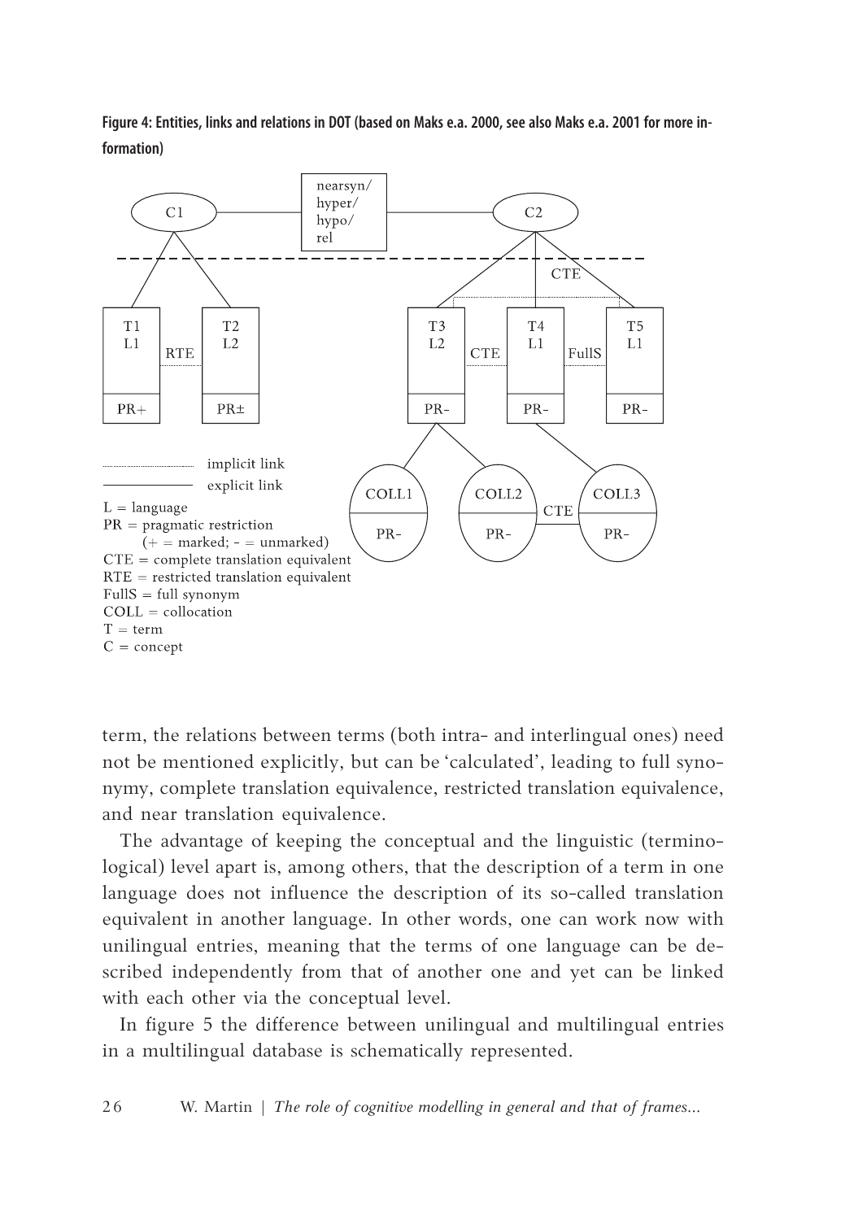**Figure 4: Entities, links and relations in DOT (based on Maks e.a. 2000, see also Maks e.a. 2001 for more information)**

term, the relations between terms (both intra- and interlingual ones) need not be mentioned explicitly, but can be 'calculated', leading to full synonymy, complete translation equivalence, restricted translation equivalence, and near translation equivalence.

The advantage of keeping the conceptual and the linguistic (terminological) level apart is, among others, that the description of a term in one language does not influence the description of its so-called translation equivalent in another language. In other words, one can work now with unilingual entries, meaning that the terms of one language can be described independently from that of another one and yet can be linked with each other via the conceptual level.

In figure 5 the difference between unilingual and multilingual entries in a multilingual database is schematically represented.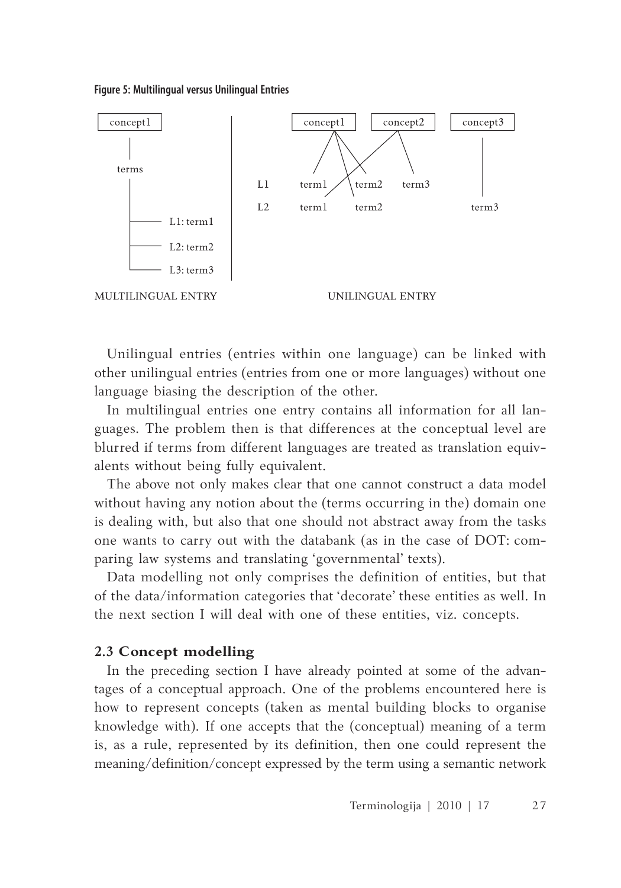**Figure 5: Multilingual versus Unilingual Entries**

```
concept1                  |         concept1     concept2     concept3
   |                      |
 terms                    |   L1    term1   term2   term3
   |                      |   L2    term1   term2             term3
   |---- L1: term1        |
   |---- L2: term2        |
   |---- L3: term3        |
MULTILINGUAL ENTRY              UNILINGUAL ENTRY
```

Unilingual entries (entries within one language) can be linked with other unilingual entries (entries from one or more languages) without one language biasing the description of the other.

In multilingual entries one entry contains all information for all languages. The problem then is that differences at the conceptual level are blurred if terms from different languages are treated as translation equivalents without being fully equivalent.

The above not only makes clear that one cannot construct a data model without having any notion about the (terms occurring in the) domain one is dealing with, but also that one should not abstract away from the tasks one wants to carry out with the databank (as in the case of DOT: comparing law systems and translating 'governmental' texts).

Data modelling not only comprises the definition of entities, but that of the data/information categories that 'decorate' these entities as well. In the next section I will deal with one of these entities, viz. concepts.

### 2.3 Concept modelling

In the preceding section I have already pointed at some of the advantages of a conceptual approach. One of the problems encountered here is how to represent concepts (taken as mental building blocks to organise knowledge with). If one accepts that the (conceptual) meaning of a term is, as a rule, represented by its definition, then one could represent the meaning/definition/concept expressed by the term using a semantic network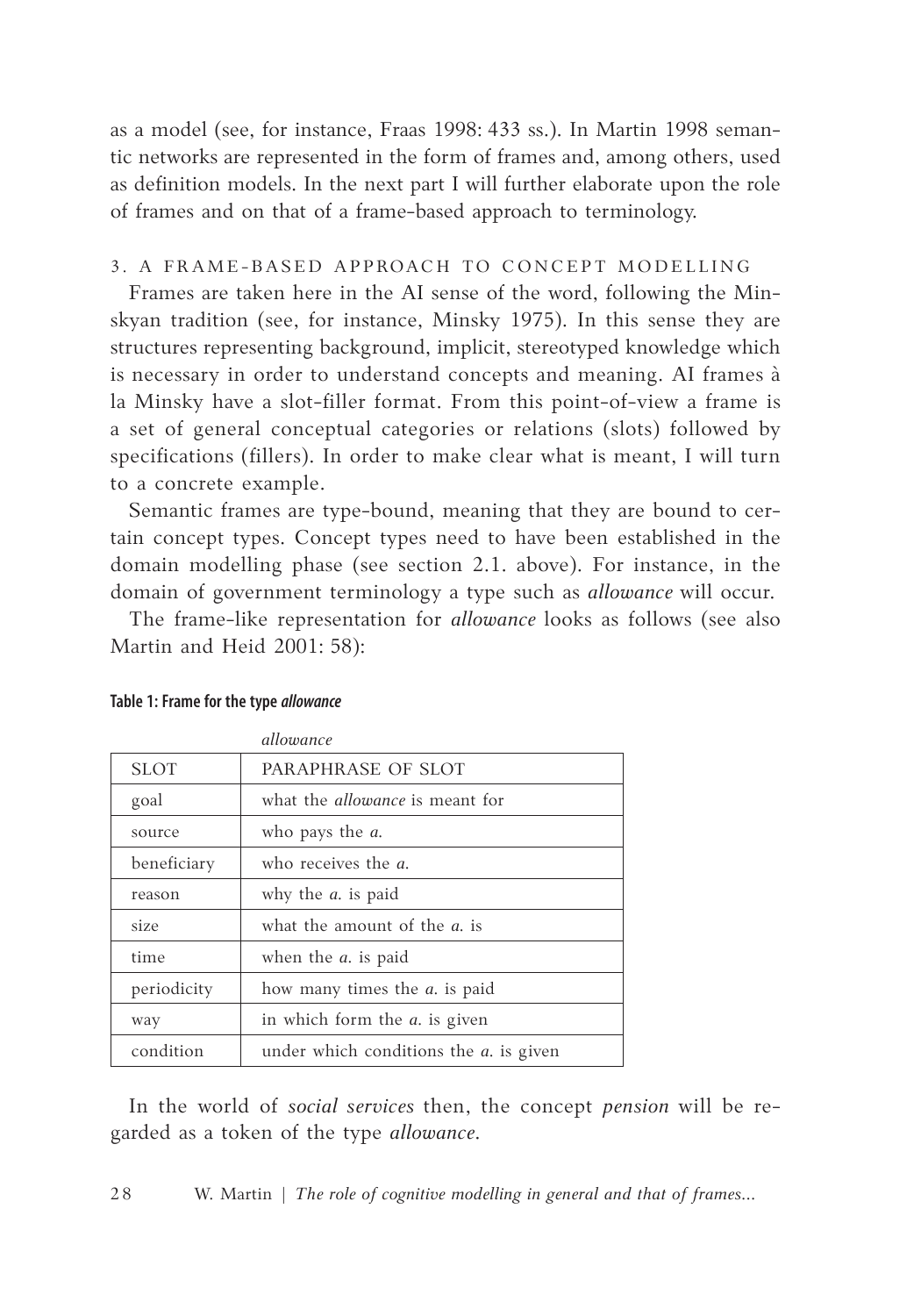as a model (see, for instance, Fraas 1998: 433 ss.). In Martin 1998 semantic networks are represented in the form of frames and, among others, used as definition models. In the next part I will further elaborate upon the role of frames and on that of a frame-based approach to terminology.

## 3. A FRAME-BASED APPROACH TO CONCEPT MODELLING

Frames are taken here in the AI sense of the word, following the Minskyan tradition (see, for instance, Minsky 1975). In this sense they are structures representing background, implicit, stereotyped knowledge which is necessary in order to understand concepts and meaning. AI frames à la Minsky have a slot-filler format. From this point-of-view a frame is a set of general conceptual categories or relations (slots) followed by specifications (fillers). In order to make clear what is meant, I will turn to a concrete example.

Semantic frames are type-bound, meaning that they are bound to certain concept types. Concept types need to have been established in the domain modelling phase (see section 2.1. above). For instance, in the domain of government terminology a type such as *allowance* will occur.

The frame-like representation for *allowance* looks as follows (see also Martin and Heid 2001: 58):

**Table 1: Frame for the type *allowance***

| | *allowance* |
|---|---|
| SLOT | PARAPHRASE OF SLOT |
| goal | what the *allowance* is meant for |
| source | who pays the *a.* |
| beneficiary | who receives the *a.* |
| reason | why the *a.* is paid |
| size | what the amount of the *a.* is |
| time | when the *a.* is paid |
| periodicity | how many times the *a.* is paid |
| way | in which form the *a.* is given |
| condition | under which conditions the *a.* is given |

In the world of *social services* then, the concept *pension* will be regarded as a token of the type *allowance*.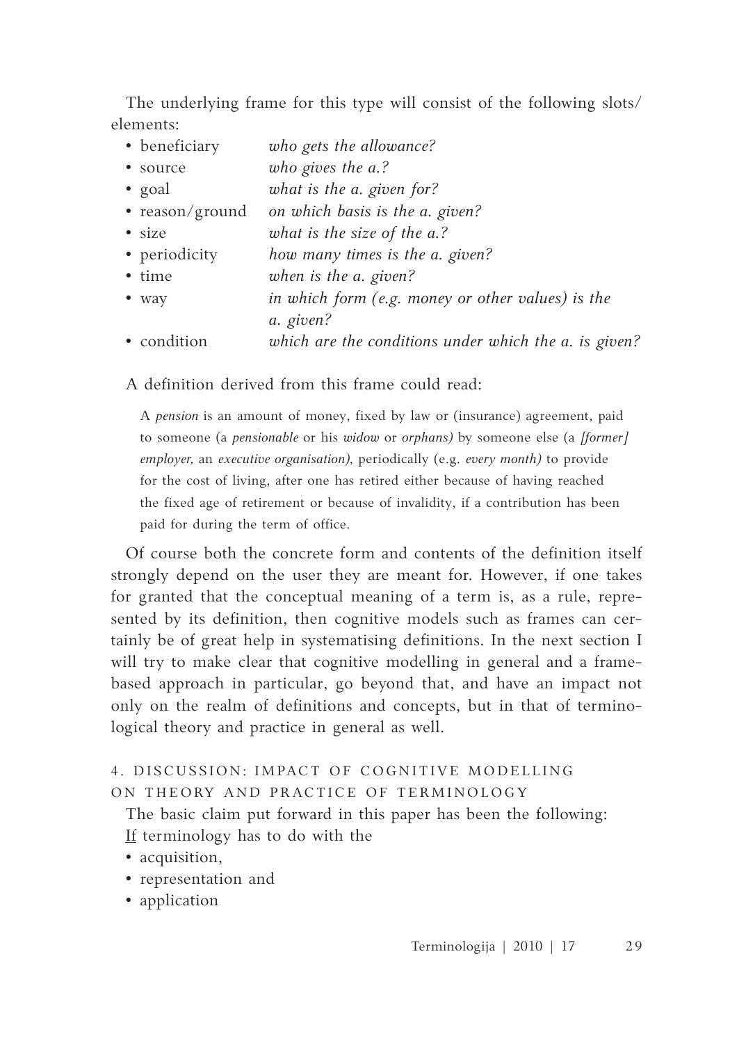The underlying frame for this type will consist of the following slots/elements:

- beneficiary — *who gets the allowance?*
- source — *who gives the a.?*
- goal — *what is the a. given for?*
- reason/ground — *on which basis is the a. given?*
- size — *what is the size of the a.?*
- periodicity — *how many times is the a. given?*
- time — *when is the a. given?*
- way — *in which form (e.g. money or other values) is the a. given?*
- condition — *which are the conditions under which the a. is given?*

A definition derived from this frame could read:

> A *pension* is an amount of money, fixed by law or (insurance) agreement, paid to someone (a *pensionable* or his *widow* or *orphans)* by someone else (a *[former] employer,* an *executive organisation),* periodically (e.g. *every month)* to provide for the cost of living, after one has retired either because of having reached the fixed age of retirement or because of invalidity, if a contribution has been paid for during the term of office.

Of course both the concrete form and contents of the definition itself strongly depend on the user they are meant for. However, if one takes for granted that the conceptual meaning of a term is, as a rule, represented by its definition, then cognitive models such as frames can certainly be of great help in systematising definitions. In the next section I will try to make clear that cognitive modelling in general and a frame-based approach in particular, go beyond that, and have an impact not only on the realm of definitions and concepts, but in that of terminological theory and practice in general as well.

## 4. DISCUSSION: IMPACT OF COGNITIVE MODELLING ON THEORY AND PRACTICE OF TERMINOLOGY

The basic claim put forward in this paper has been the following:

<u>If</u> terminology has to do with the

- acquisition,
- representation and
- application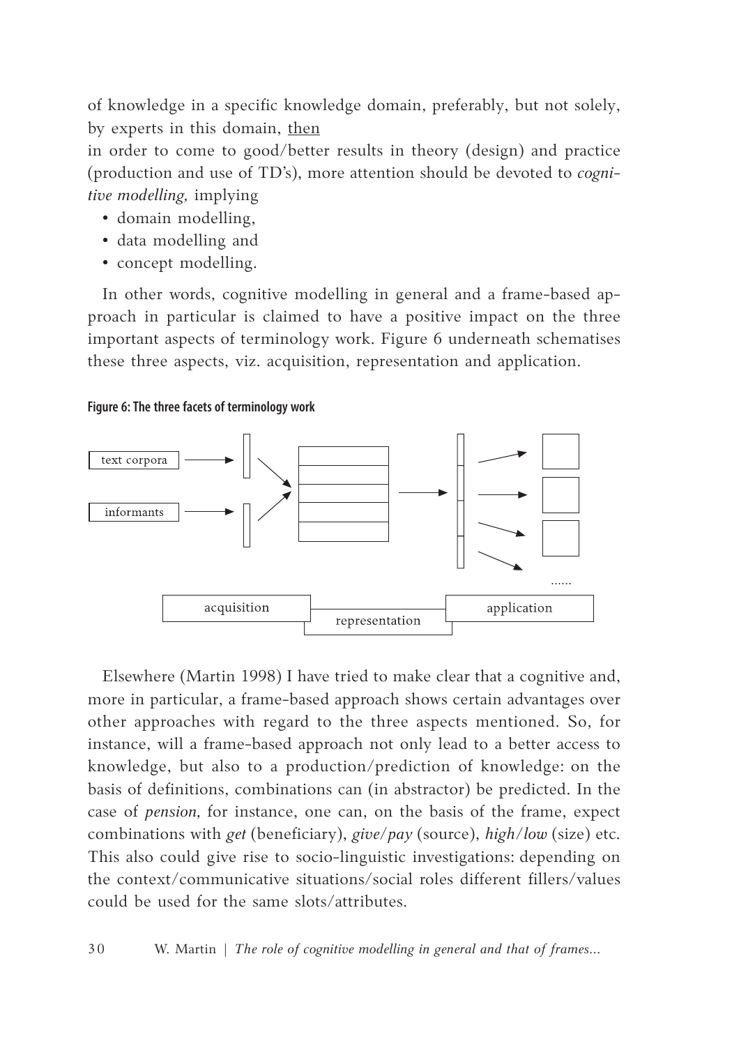of knowledge in a specific knowledge domain, preferably, but not solely, by experts in this domain, <u>then</u>

in order to come to good/better results in theory (design) and practice (production and use of TD's), more attention should be devoted to *cognitive modelling,* implying

- domain modelling,
- data modelling and
- concept modelling.

In other words, cognitive modelling in general and a frame-based approach in particular is claimed to have a positive impact on the three important aspects of terminology work. Figure 6 underneath schematises these three aspects, viz. acquisition, representation and application.

**Figure 6: The three facets of terminology work**

text corpora

informants

......

acquisition

representation

application

Elsewhere (Martin 1998) I have tried to make clear that a cognitive and, more in particular, a frame-based approach shows certain advantages over other approaches with regard to the three aspects mentioned. So, for instance, will a frame-based approach not only lead to a better access to knowledge, but also to a production/prediction of knowledge: on the basis of definitions, combinations can (in abstractor) be predicted. In the case of *pension,* for instance, one can, on the basis of the frame, expect combinations with *get* (beneficiary), *give/pay* (source), *high/low* (size) etc. This also could give rise to socio-linguistic investigations: depending on the context/communicative situations/social roles different fillers/values could be used for the same slots/attributes.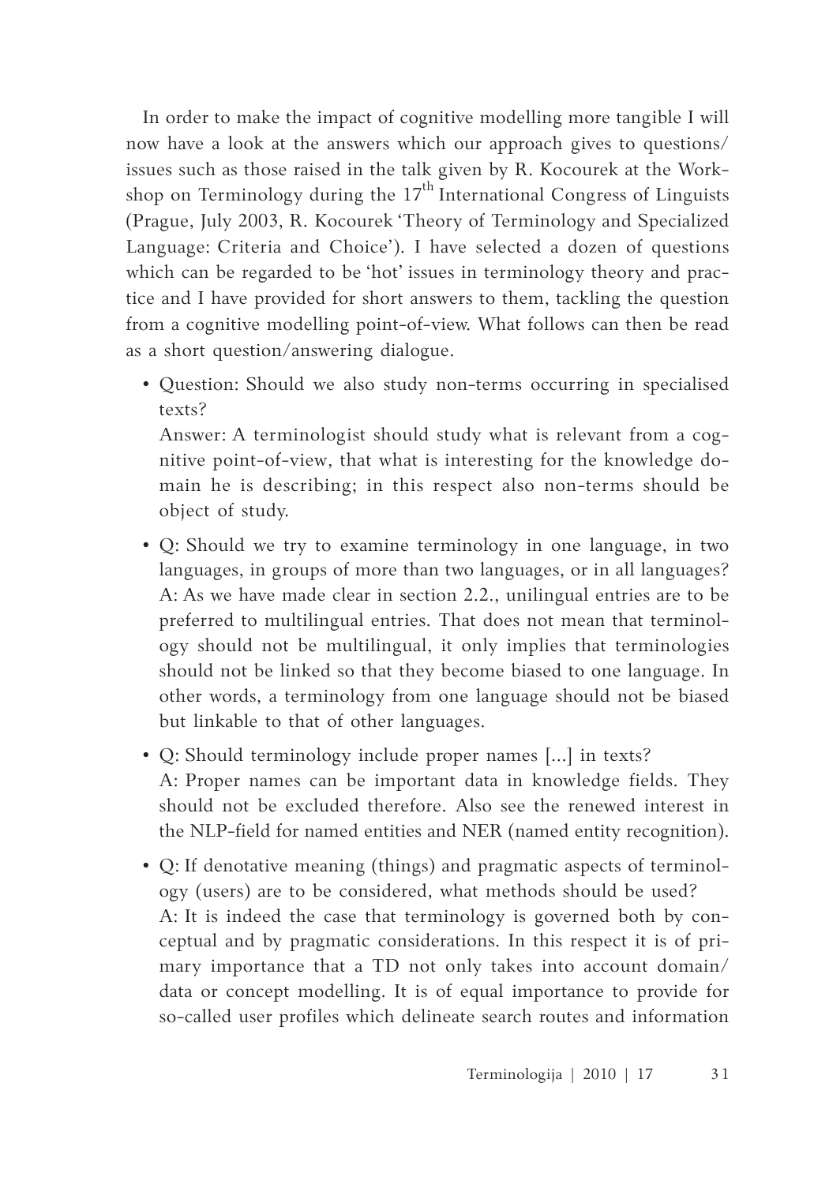In order to make the impact of cognitive modelling more tangible I will now have a look at the answers which our approach gives to questions/ issues such as those raised in the talk given by R. Kocourek at the Workshop on Terminology during the 17th International Congress of Linguists (Prague, July 2003, R. Kocourek 'Theory of Terminology and Specialized Language: Criteria and Choice'). I have selected a dozen of questions which can be regarded to be 'hot' issues in terminology theory and practice and I have provided for short answers to them, tackling the question from a cognitive modelling point-of-view. What follows can then be read as a short question/answering dialogue.

- Question: Should we also study non-terms occurring in specialised texts?
  Answer: A terminologist should study what is relevant from a cognitive point-of-view, that what is interesting for the knowledge domain he is describing; in this respect also non-terms should be object of study.
- Q: Should we try to examine terminology in one language, in two languages, in groups of more than two languages, or in all languages?
  A: As we have made clear in section 2.2., unilingual entries are to be preferred to multilingual entries. That does not mean that terminology should not be multilingual, it only implies that terminologies should not be linked so that they become biased to one language. In other words, a terminology from one language should not be biased but linkable to that of other languages.
- Q: Should terminology include proper names [...] in texts?
  A: Proper names can be important data in knowledge fields. They should not be excluded therefore. Also see the renewed interest in the NLP-field for named entities and NER (named entity recognition).
- Q: If denotative meaning (things) and pragmatic aspects of terminology (users) are to be considered, what methods should be used?
  A: It is indeed the case that terminology is governed both by conceptual and by pragmatic considerations. In this respect it is of primary importance that a TD not only takes into account domain/ data or concept modelling. It is of equal importance to provide for so-called user profiles which delineate search routes and information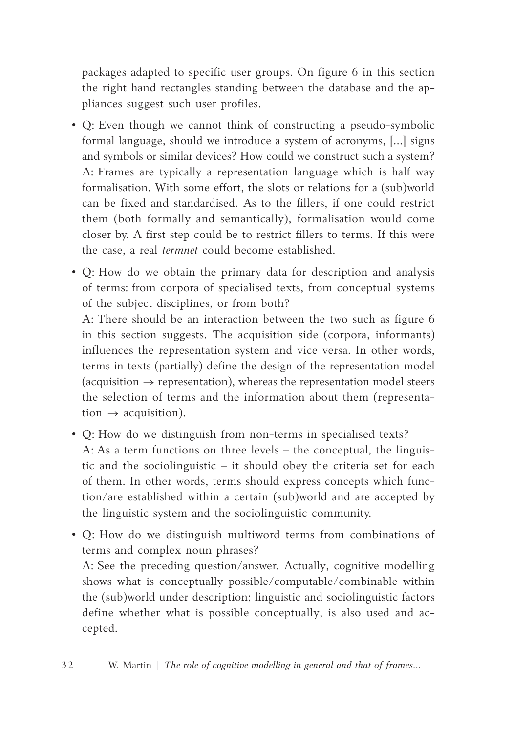packages adapted to specific user groups. On figure 6 in this section the right hand rectangles standing between the database and the appliances suggest such user profiles.

- Q: Even though we cannot think of constructing a pseudo-symbolic formal language, should we introduce a system of acronyms, [...] signs and symbols or similar devices? How could we construct such a system?
  A: Frames are typically a representation language which is half way formalisation. With some effort, the slots or relations for a (sub)world can be fixed and standardised. As to the fillers, if one could restrict them (both formally and semantically), formalisation would come closer by. A first step could be to restrict fillers to terms. If this were the case, a real *termnet* could become established.

- Q: How do we obtain the primary data for description and analysis of terms: from corpora of specialised texts, from conceptual systems of the subject disciplines, or from both?
  A: There should be an interaction between the two such as figure 6 in this section suggests. The acquisition side (corpora, informants) influences the representation system and vice versa. In other words, terms in texts (partially) define the design of the representation model (acquisition → representation), whereas the representation model steers the selection of terms and the information about them (representation → acquisition).

- Q: How do we distinguish from non-terms in specialised texts?
  A: As a term functions on three levels – the conceptual, the linguistic and the sociolinguistic – it should obey the criteria set for each of them. In other words, terms should express concepts which function/are established within a certain (sub)world and are accepted by the linguistic system and the sociolinguistic community.

- Q: How do we distinguish multiword terms from combinations of terms and complex noun phrases?
  A: See the preceding question/answer. Actually, cognitive modelling shows what is conceptually possible/computable/combinable within the (sub)world under description; linguistic and sociolinguistic factors define whether what is possible conceptually, is also used and accepted.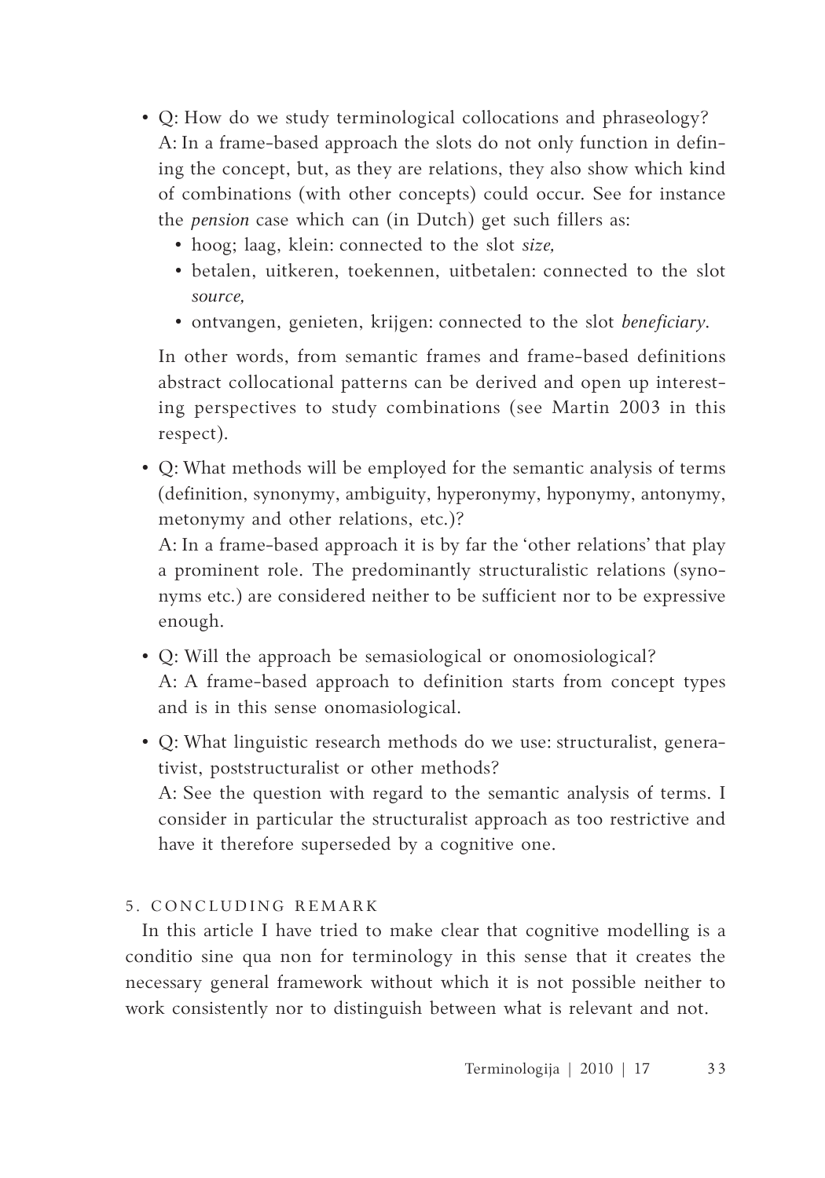- Q: How do we study terminological collocations and phraseology?
  A: In a frame-based approach the slots do not only function in defining the concept, but, as they are relations, they also show which kind of combinations (with other concepts) could occur. See for instance the *pension* case which can (in Dutch) get such fillers as:
  - hoog; laag, klein: connected to the slot *size,*
  - betalen, uitkeren, toekennen, uitbetalen: connected to the slot *source,*
  - ontvangen, genieten, krijgen: connected to the slot *beneficiary*.

  In other words, from semantic frames and frame-based definitions abstract collocational patterns can be derived and open up interesting perspectives to study combinations (see Martin 2003 in this respect).

- Q: What methods will be employed for the semantic analysis of terms (definition, synonymy, ambiguity, hyperonymy, hyponymy, antonymy, metonymy and other relations, etc.)?
  A: In a frame-based approach it is by far the 'other relations' that play a prominent role. The predominantly structuralistic relations (synonyms etc.) are considered neither to be sufficient nor to be expressive enough.

- Q: Will the approach be semasiological or onomosiological?
  A: A frame-based approach to definition starts from concept types and is in this sense onomasiological.

- Q: What linguistic research methods do we use: structuralist, generativist, poststructuralist or other methods?
  A: See the question with regard to the semantic analysis of terms. I consider in particular the structuralist approach as too restrictive and have it therefore superseded by a cognitive one.

## 5. Concluding remark

In this article I have tried to make clear that cognitive modelling is a conditio sine qua non for terminology in this sense that it creates the necessary general framework without which it is not possible neither to work consistently nor to distinguish between what is relevant and not.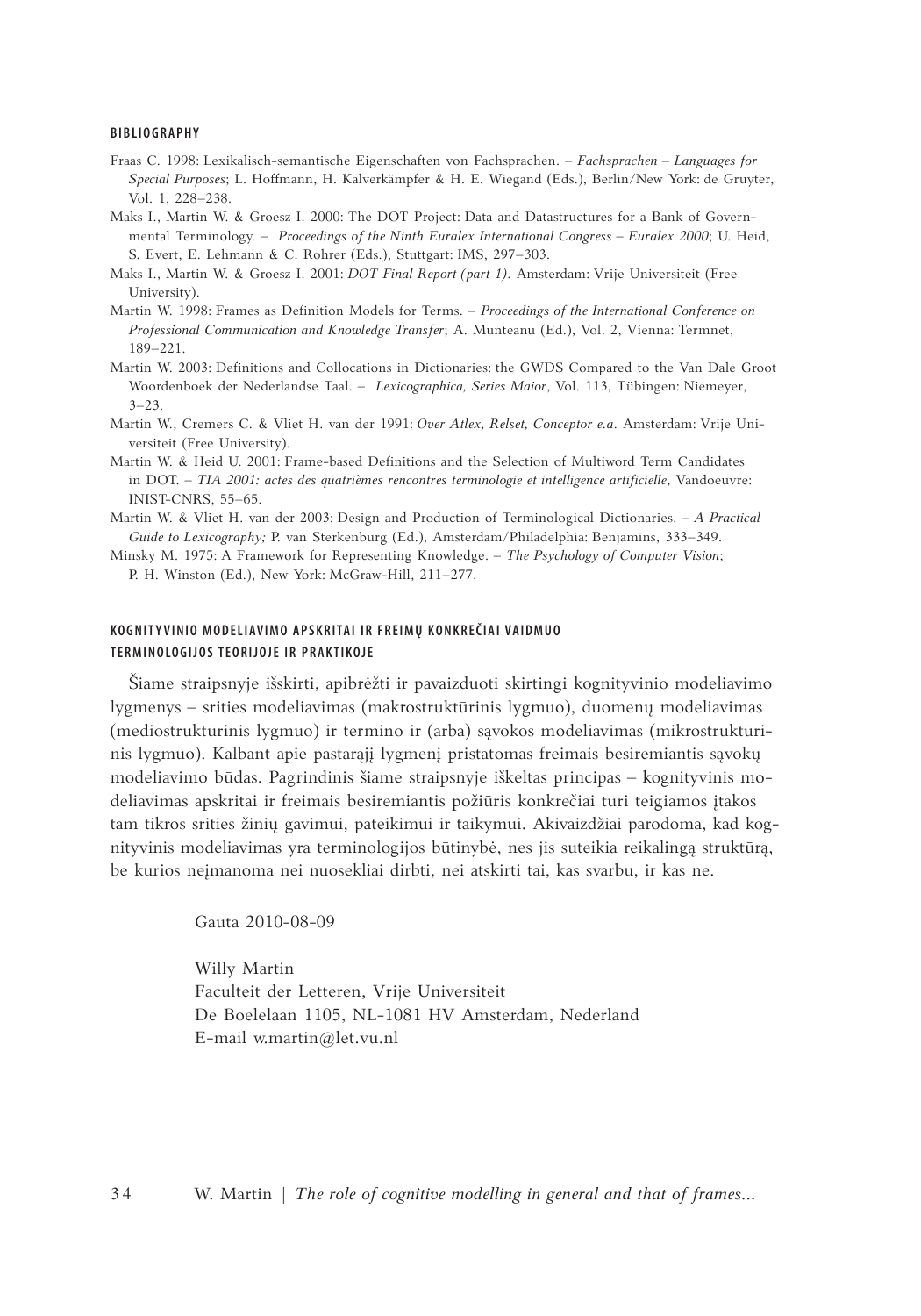#### BIBLIOGRAPHY

Fraas C. 1998: Lexikalisch-semantische Eigenschaften von Fachsprachen. – *Fachsprachen – Languages for Special Purposes*; L. Hoffmann, H. Kalverkämpfer & H. E. Wiegand (Eds.), Berlin/New York: de Gruyter, Vol. 1, 228–238.

Maks I., Martin W. & Groesz I. 2000: The DOT Project: Data and Datastructures for a Bank of Governmental Terminology. – *Proceedings of the Ninth Euralex International Congress – Euralex 2000*; U. Heid, S. Evert, E. Lehmann & C. Rohrer (Eds.), Stuttgart: IMS, 297–303.

Maks I., Martin W. & Groesz I. 2001: *DOT Final Report (part 1).* Amsterdam: Vrije Universiteit (Free University).

Martin W. 1998: Frames as Definition Models for Terms. – *Proceedings of the International Conference on Professional Communication and Knowledge Transfer*; A. Munteanu (Ed.), Vol. 2, Vienna: Termnet, 189–221.

Martin W. 2003: Definitions and Collocations in Dictionaries: the GWDS Compared to the Van Dale Groot Woordenboek der Nederlandse Taal. – *Lexicographica, Series Maior*, Vol. 113, Tübingen: Niemeyer, 3–23.

Martin W., Cremers C. & Vliet H. van der 1991: *Over Atlex, Relset, Conceptor e.a.* Amsterdam: Vrije Universiteit (Free University).

Martin W. & Heid U. 2001: Frame-based Definitions and the Selection of Multiword Term Candidates in DOT. – *TIA 2001: actes des quatrièmes rencontres terminologie et intelligence artificielle*, Vandoeuvre: INIST-CNRS, 55–65.

Martin W. & Vliet H. van der 2003: Design and Production of Terminological Dictionaries. – *A Practical Guide to Lexicography;* P. van Sterkenburg (Ed.), Amsterdam/Philadelphia: Benjamins, 333–349.

Minsky M. 1975: A Framework for Representing Knowledge. – *The Psychology of Computer Vision*; P. H. Winston (Ed.), New York: McGraw-Hill, 211–277.

#### KOGNITYVINIO MODELIAVIMO APSKRITAI IR FREIMŲ KONKREČIAI VAIDMUO TERMINOLOGIJOS TEORIJOJE IR PRAKTIKOJE

Šiame straipsnyje išskirti, apibrėžti ir pavaizduoti skirtingi kognityvinio modeliavimo lygmenys – srities modeliavimas (makrostruktūrinis lygmuo), duomenų modeliavimas (mediostruktūrinis lygmuo) ir termino ir (arba) sąvokos modeliavimas (mikrostruktūrinis lygmuo). Kalbant apie pastarąjį lygmenį pristatomas freimais besiremiantis sąvokų modeliavimo būdas. Pagrindinis šiame straipsnyje iškeltas principas – kognityvinis modeliavimas apskritai ir freimais besiremiantis požiūris konkrečiai turi teigiamos įtakos tam tikros srities žinių gavimui, pateikimui ir taikymui. Akivaizdžiai parodoma, kad kognityvinis modeliavimas yra terminologijos būtinybė, nes jis suteikia reikalingą struktūrą, be kurios neįmanoma nei nuosekliai dirbti, nei atskirti tai, kas svarbu, ir kas ne.

Gauta 2010-08-09

Willy Martin
Faculteit der Letteren, Vrije Universiteit
De Boelelaan 1105, NL-1081 HV Amsterdam, Nederland
E-mail w.martin@let.vu.nl